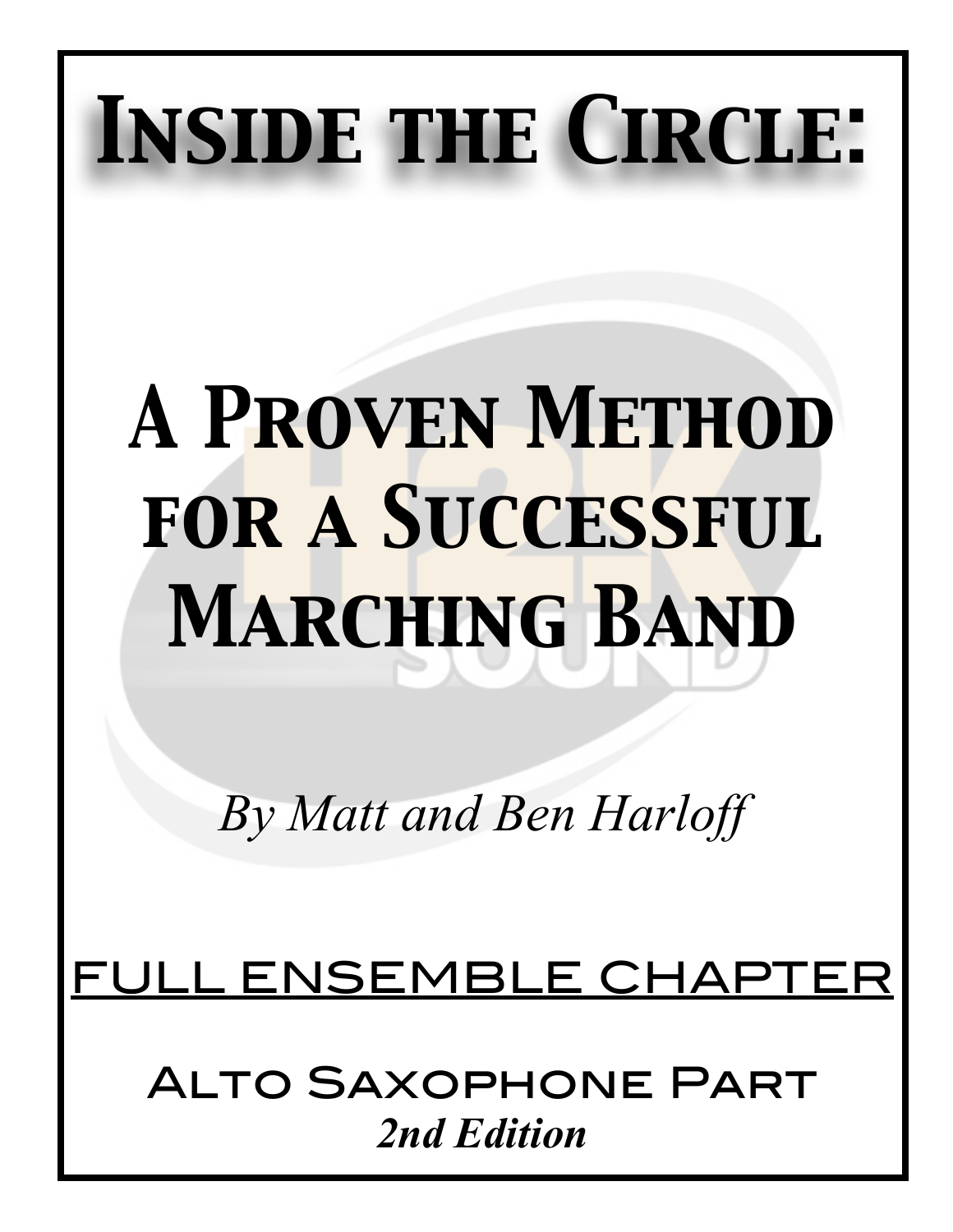# Inside the Circle:

# A Proven Method for a Successful Marching Band

*By Matt and Ben Harloff*

<u>FULL ENSEMBLE CHAPTER</u>

## Alto Saxophone Part

***2nd Edition***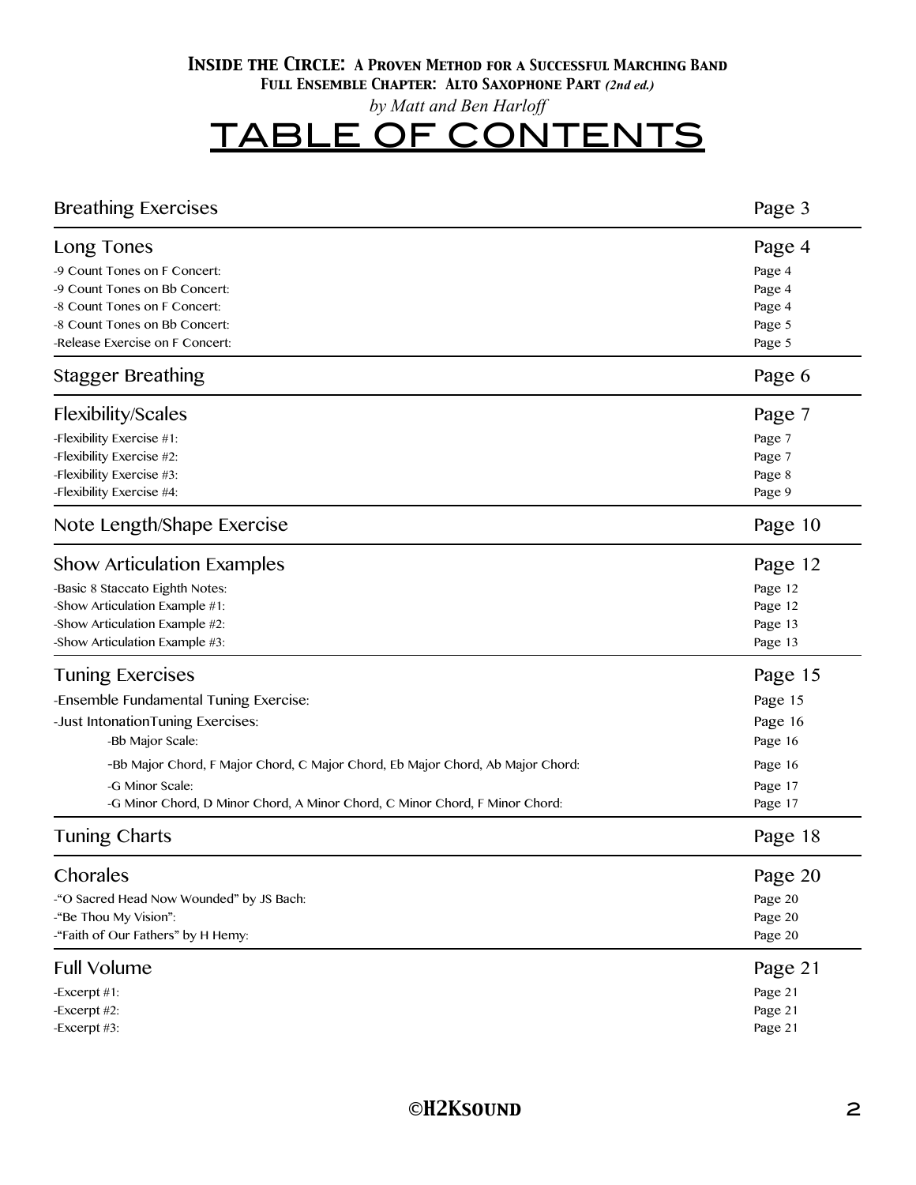**Inside the Circle: A Proven Method for a Successful Marching Band**
**Full Ensemble Chapter: Alto Saxophone Part** ***(2nd ed.)***
*by Matt and Ben Harloff*

# TABLE OF CONTENTS

| | |
|---|---|
| **Breathing Exercises** | **Page 3** |
| **Long Tones** | **Page 4** |
| -9 Count Tones on F Concert: | Page 4 |
| -9 Count Tones on Bb Concert: | Page 4 |
| -8 Count Tones on F Concert: | Page 4 |
| -8 Count Tones on Bb Concert: | Page 5 |
| -Release Exercise on F Concert: | Page 5 |
| **Stagger Breathing** | **Page 6** |
| **Flexibility/Scales** | **Page 7** |
| -Flexibility Exercise #1: | Page 7 |
| -Flexibility Exercise #2: | Page 7 |
| -Flexibility Exercise #3: | Page 8 |
| -Flexibility Exercise #4: | Page 9 |
| **Note Length/Shape Exercise** | **Page 10** |
| **Show Articulation Examples** | **Page 12** |
| -Basic 8 Staccato Eighth Notes: | Page 12 |
| -Show Articulation Example #1: | Page 12 |
| -Show Articulation Example #2: | Page 13 |
| -Show Articulation Example #3: | Page 13 |
| **Tuning Exercises** | **Page 15** |
| -Ensemble Fundamental Tuning Exercise: | Page 15 |
| -Just IntonationTuning Exercises: | Page 16 |
| -Bb Major Scale: | Page 16 |
| -Bb Major Chord, F Major Chord, C Major Chord, Eb Major Chord, Ab Major Chord: | Page 16 |
| -G Minor Scale: | Page 17 |
| -G Minor Chord, D Minor Chord, A Minor Chord, C Minor Chord, F Minor Chord: | Page 17 |
| **Tuning Charts** | **Page 18** |
| **Chorales** | **Page 20** |
| -"O Sacred Head Now Wounded" by JS Bach: | Page 20 |
| -"Be Thou My Vision": | Page 20 |
| -"Faith of Our Fathers" by H Hemy: | Page 20 |
| **Full Volume** | **Page 21** |
| -Excerpt #1: | Page 21 |
| -Excerpt #2: | Page 21 |
| -Excerpt #3: | Page 21 |

**©H2Ksound**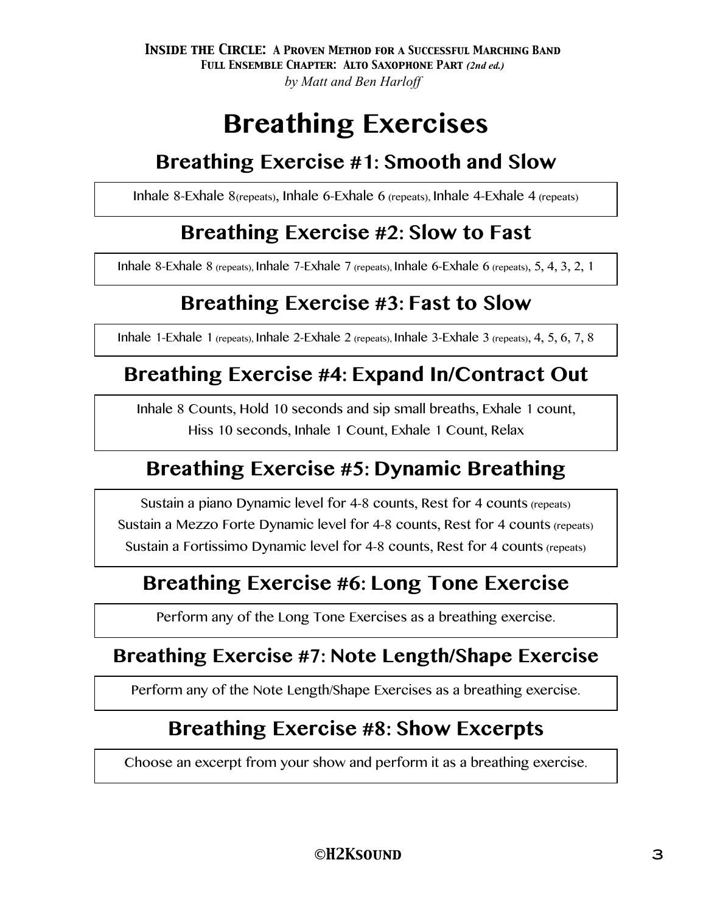# Breathing Exercises

## Breathing Exercise #1: Smooth and Slow

Inhale 8-Exhale 8(repeats), Inhale 6-Exhale 6 (repeats), Inhale 4-Exhale 4 (repeats)

## Breathing Exercise #2: Slow to Fast

Inhale 8-Exhale 8 (repeats), Inhale 7-Exhale 7 (repeats), Inhale 6-Exhale 6 (repeats), 5, 4, 3, 2, 1

## Breathing Exercise #3: Fast to Slow

Inhale 1-Exhale 1 (repeats), Inhale 2-Exhale 2 (repeats), Inhale 3-Exhale 3 (repeats), 4, 5, 6, 7, 8

## Breathing Exercise #4: Expand In/Contract Out

Inhale 8 Counts, Hold 10 seconds and sip small breaths, Exhale 1 count,
Hiss 10 seconds, Inhale 1 Count, Exhale 1 Count, Relax

## Breathing Exercise #5: Dynamic Breathing

Sustain a piano Dynamic level for 4-8 counts, Rest for 4 counts (repeats)
Sustain a Mezzo Forte Dynamic level for 4-8 counts, Rest for 4 counts (repeats)
Sustain a Fortissimo Dynamic level for 4-8 counts, Rest for 4 counts (repeats)

## Breathing Exercise #6: Long Tone Exercise

Perform any of the Long Tone Exercises as a breathing exercise.

## Breathing Exercise #7: Note Length/Shape Exercise

Perform any of the Note Length/Shape Exercises as a breathing exercise.

## Breathing Exercise #8: Show Excerpts

Choose an excerpt from your show and perform it as a breathing exercise.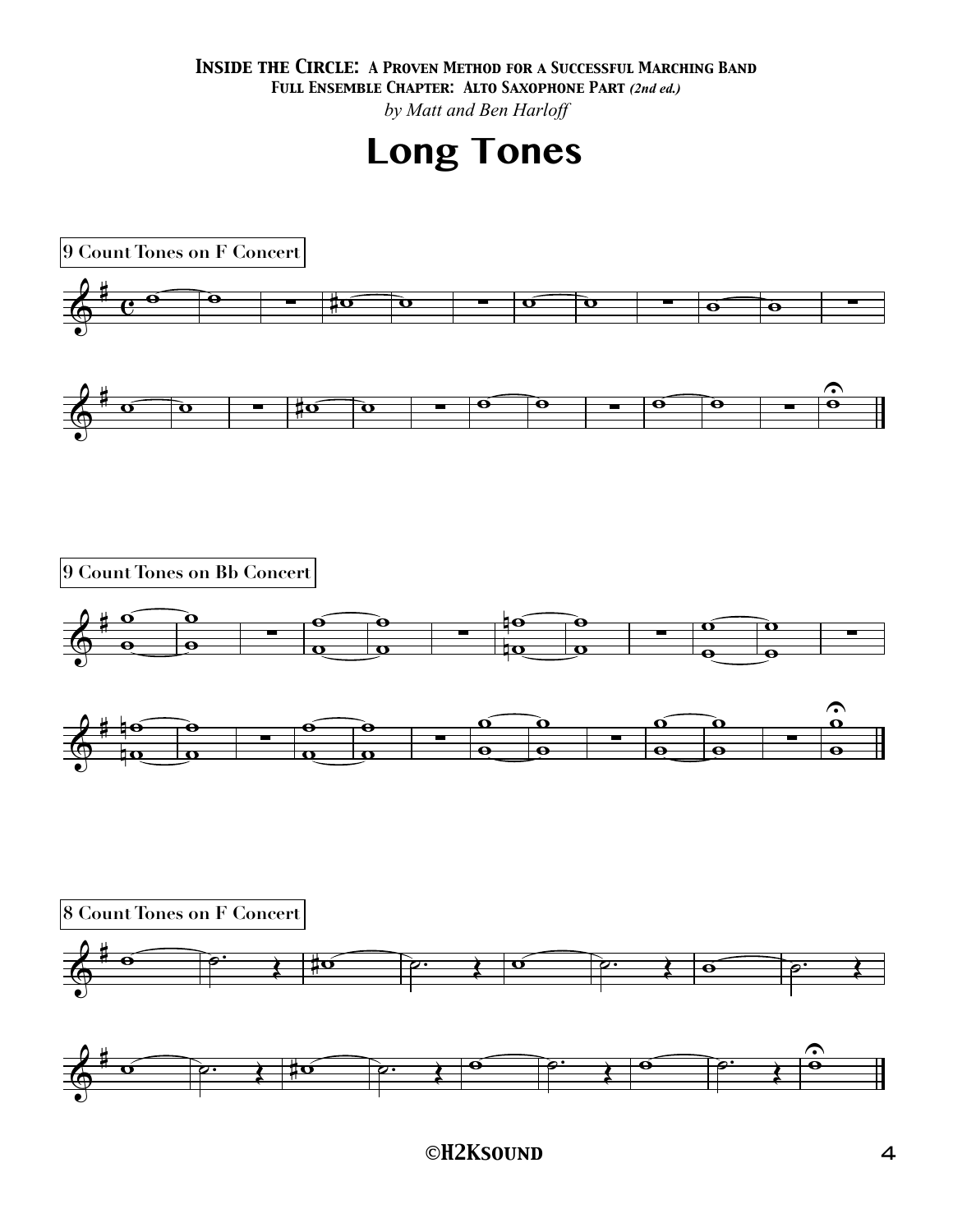**Inside the Circle: A Proven Method for a Successful Marching Band**
**Full Ensemble Chapter: Alto Saxophone Part** *(2nd ed.)*
*by Matt and Ben Harloff*

# Long Tones

9 Count Tones on F Concert

9 Count Tones on Bb Concert

8 Count Tones on F Concert

©H2Ksound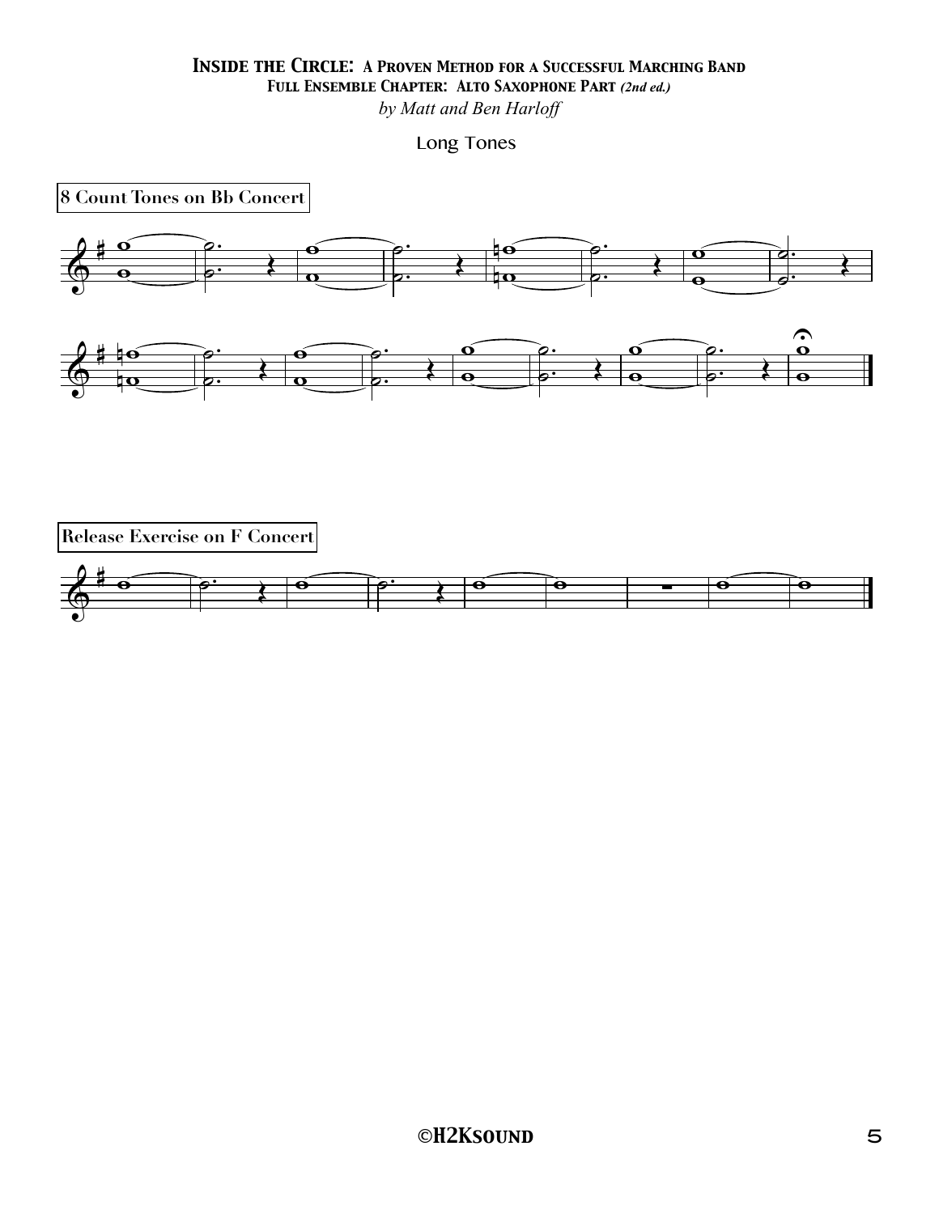# *Inside the Circle: A Proven Method for a Successful Marching Band*

## *Full Ensemble Chapter: Alto Saxophone Part (2nd ed.)*

*by Matt and Ben Harloff*

### Long Tones

**8 Count Tones on Bb Concert**

**Release Exercise on F Concert**

**©H2Ksound**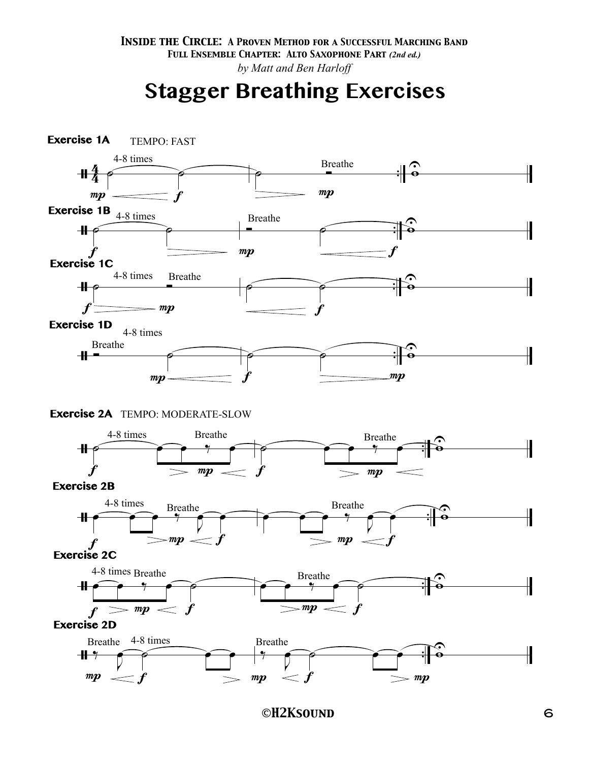**INSIDE THE CIRCLE: A PROVEN METHOD FOR A SUCCESSFUL MARCHING BAND**
**FULL ENSEMBLE CHAPTER: ALTO SAXOPHONE PART** *(2nd ed.)*
*by Matt and Ben Harloff*

# Stagger Breathing Exercises

**Exercise 1A** TEMPO: FAST

4-8 times — Breathe

*mp* — *f* — *mp*

**Exercise 1B**

4-8 times — Breathe

*f* — *mp* — *f*

**Exercise 1C**

4-8 times — Breathe

*f* — *mp* — *f*

**Exercise 1D**

Breathe — 4-8 times

*mp* — *f* — *mp*

**Exercise 2A** TEMPO: MODERATE-SLOW

4-8 times — Breathe — Breathe

*f* — *mp* — *f* — *mp*

**Exercise 2B**

4-8 times — Breathe — Breathe

*f* — *mp* — *f* — *mp* — *f*

**Exercise 2C**

4-8 times — Breathe — Breathe

*f* — *mp* — *f* — *mp* — *f*

**Exercise 2D**

Breathe — 4-8 times — Breathe

*mp* — *f* — *mp* — *f* — *mp*

**©H2KSOUND**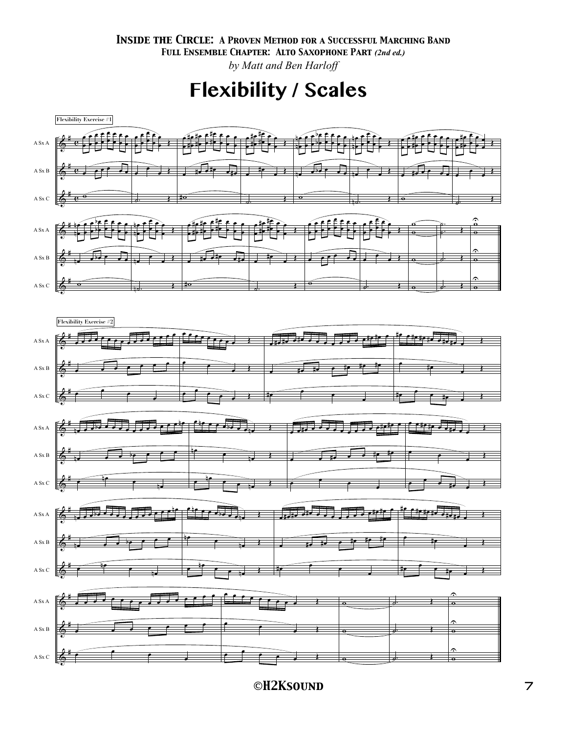**INSIDE THE CIRCLE: A PROVEN METHOD FOR A SUCCESSFUL MARCHING BAND**
**FULL ENSEMBLE CHAPTER: ALTO SAXOPHONE PART *(2nd ed.)***
*by Matt and Ben Harloff*

# Flexibility / Scales

Flexibility Exercise #1

A Sx A

A Sx B

A Sx C

Flexibility Exercise #2

A Sx A

A Sx B

A Sx C

©H2Ksound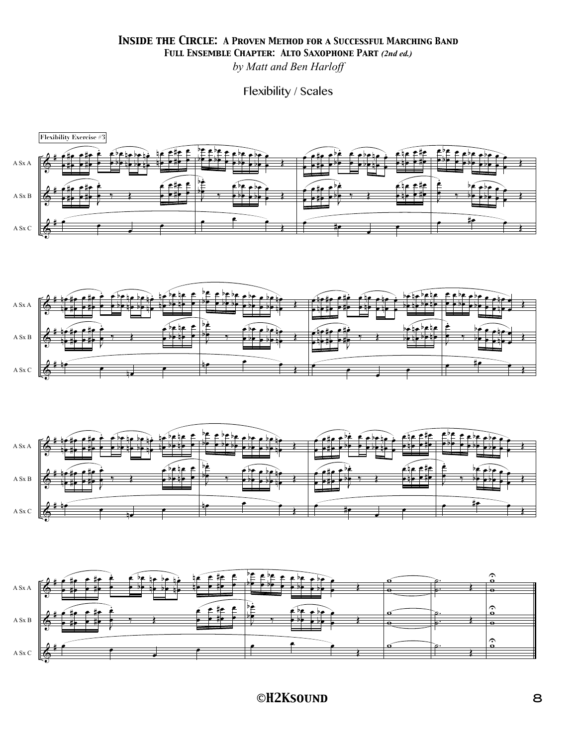# Inside the Circle: A Proven Method for a Successful Marching Band

## Full Ensemble Chapter: Alto Saxophone Part *(2nd ed.)*

*by Matt and Ben Harloff*

### Flexibility / Scales

Flexibility Exercise #3

A Sx A

A Sx B

A Sx C

©H2Ksound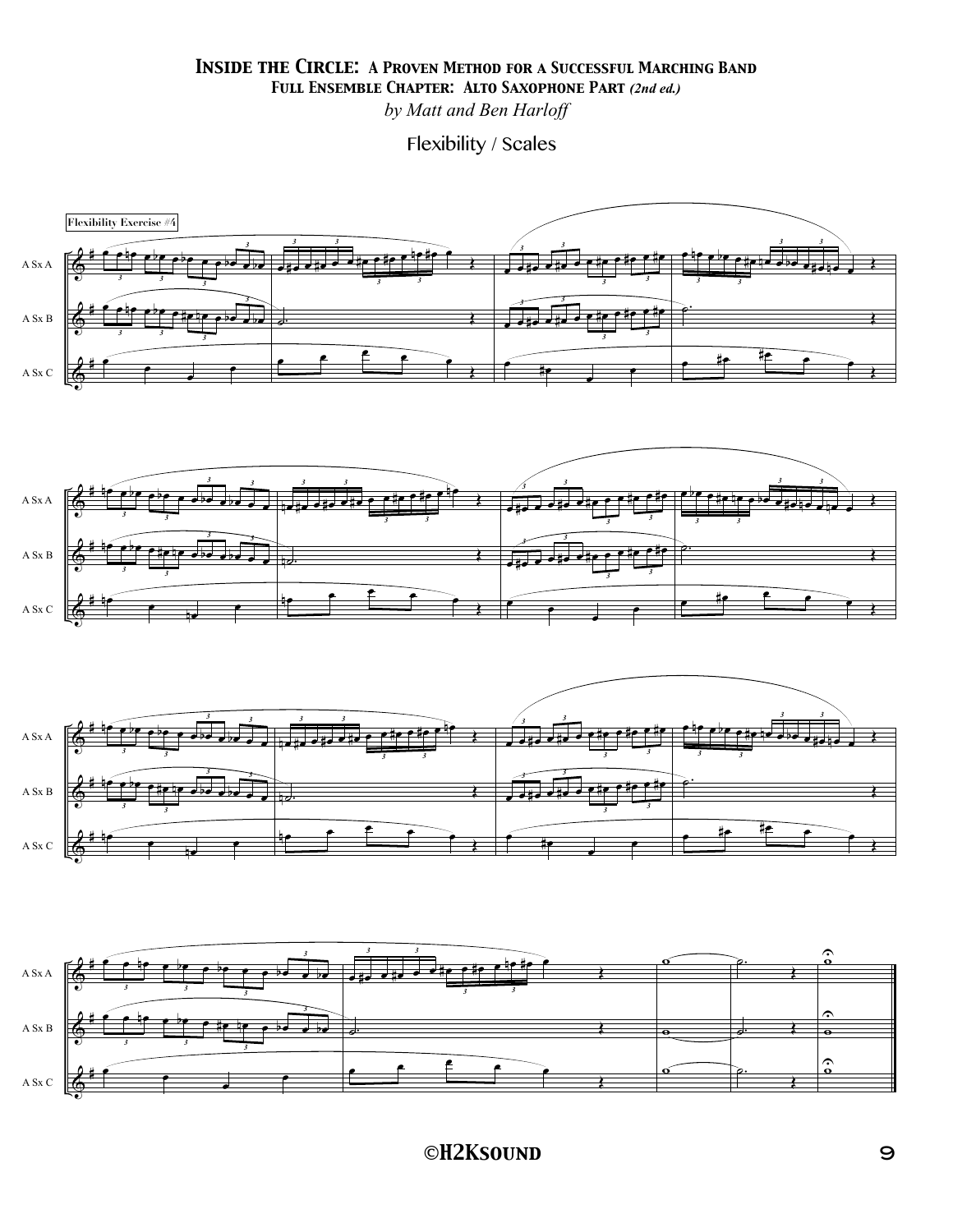# Inside the Circle: A Proven Method for a Successful Marching Band

## Full Ensemble Chapter: Alto Saxophone Part *(2nd ed.)*

*by Matt and Ben Harloff*

### Flexibility / Scales

Flexibility Exercise #4

A Sx A

A Sx B

A Sx C

A Sx A

A Sx B

A Sx C

A Sx A

A Sx B

A Sx C

A Sx A

A Sx B

A Sx C

**©H2Ksound**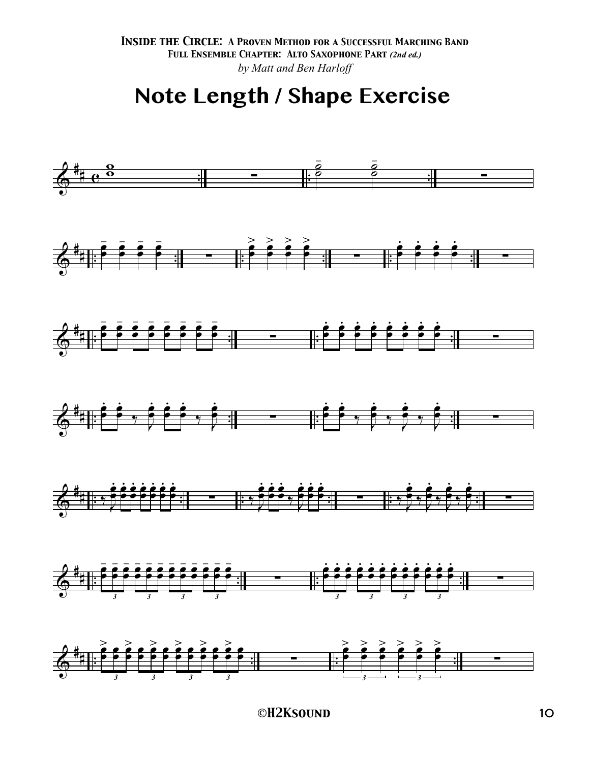**Inside the Circle: A Proven Method for a Successful Marching Band**
**Full Ensemble Chapter: Alto Saxophone Part** *(2nd ed.)*
*by Matt and Ben Harloff*

# Note Length / Shape Exercise

©H2Ksound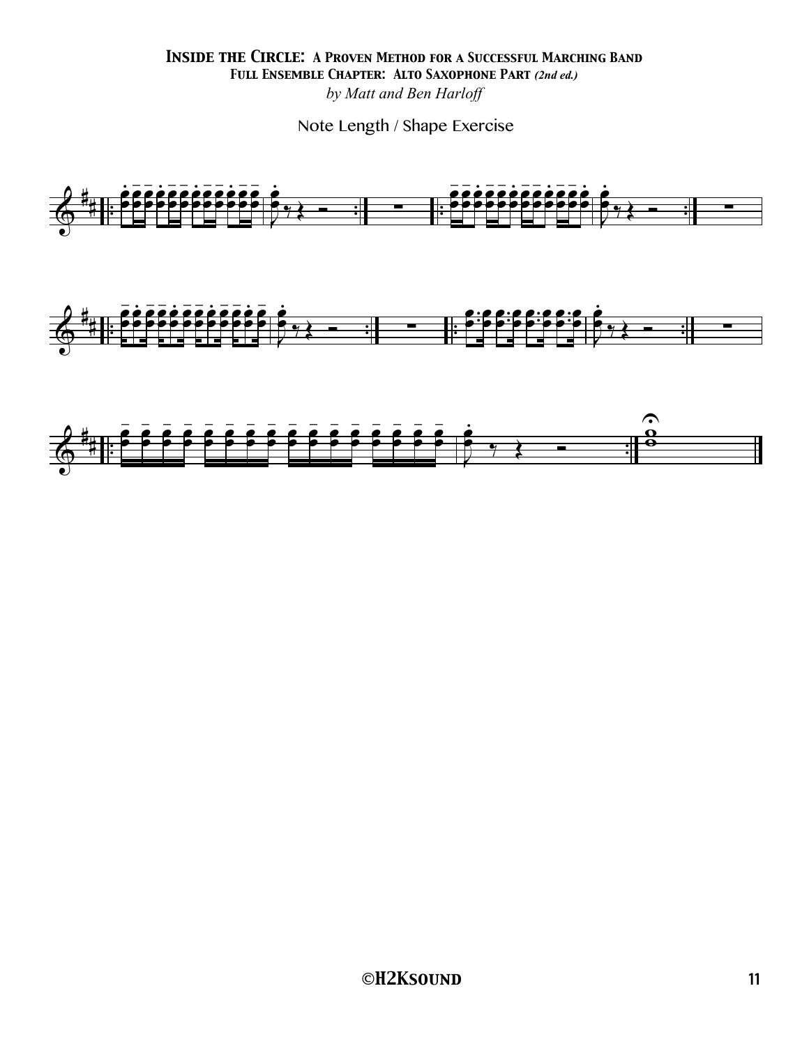# *Inside the Circle: A Proven Method for a Successful Marching Band*

**Full Ensemble Chapter: Alto Saxophone Part** ***(2nd ed.)***

*by Matt and Ben Harloff*

Note Length / Shape Exercise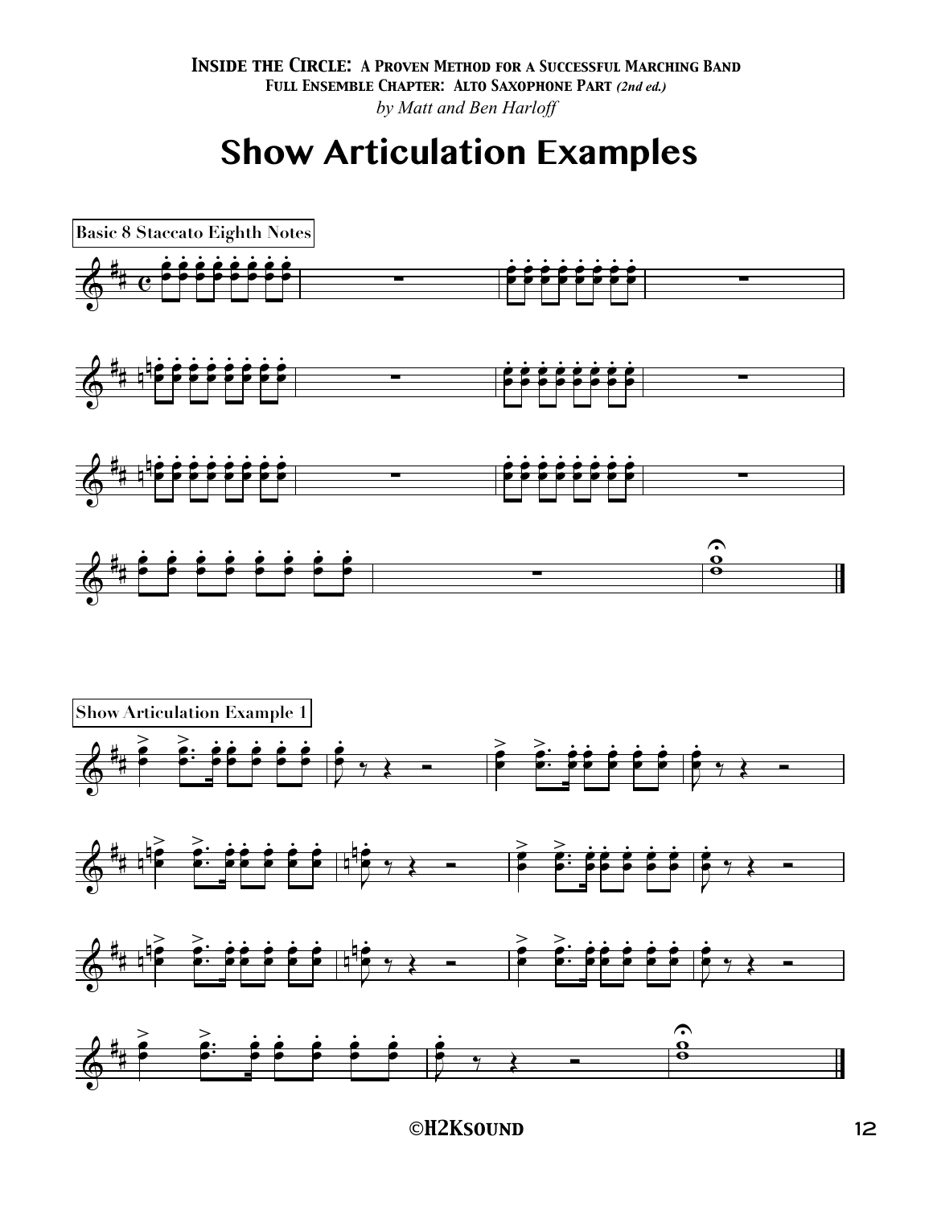# Show Articulation Examples

Basic 8 Staccato Eighth Notes

Show Articulation Example 1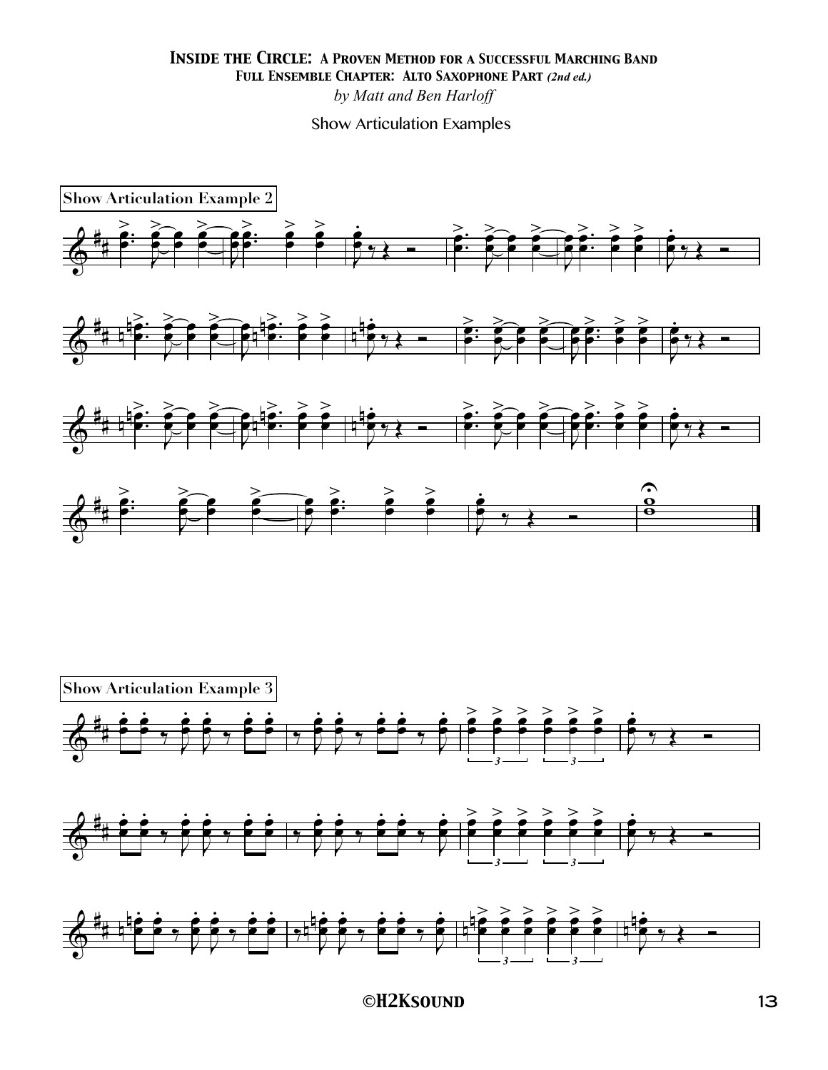# Inside the Circle: A Proven Method for a Successful Marching Band

## Full Ensemble Chapter: Alto Saxophone Part *(2nd ed.)*

*by Matt and Ben Harloff*

Show Articulation Examples

**Show Articulation Example 2**

**Show Articulation Example 3**

©H2Ksound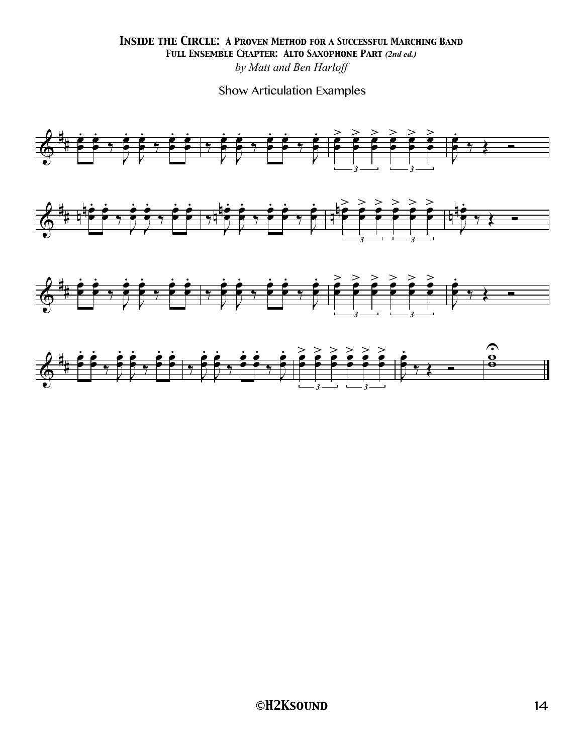**Inside the Circle: A Proven Method for a Successful Marching Band**
**Full Ensemble Chapter: Alto Saxophone Part** ***(2nd ed.)***
*by Matt and Ben Harloff*

Show Articulation Examples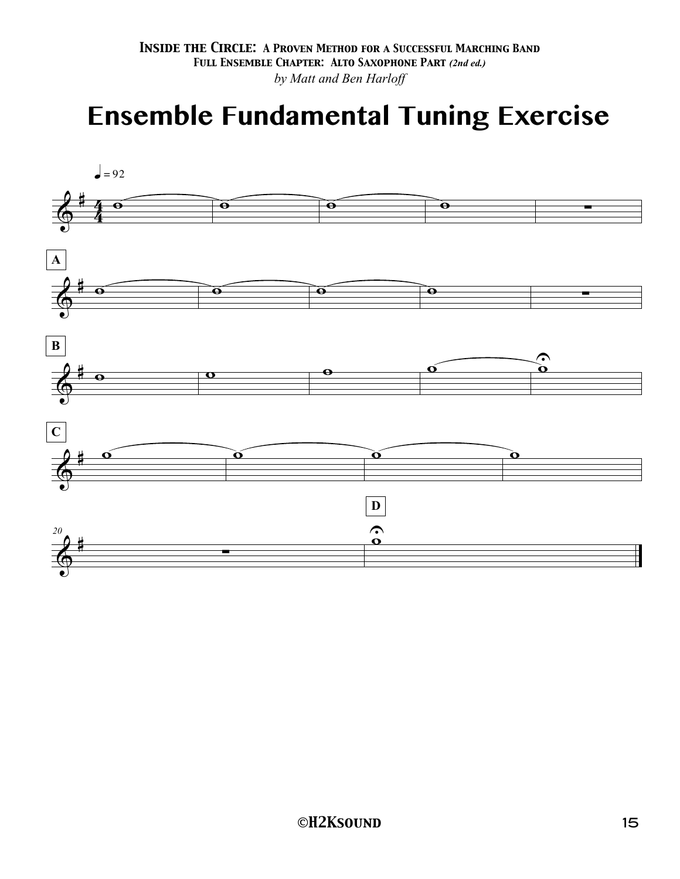*Inside the Circle: A Proven Method for a Successful Marching Band*
**Full Ensemble Chapter: Alto Saxophone Part** *(2nd ed.)*
*by Matt and Ben Harloff*

# Ensemble Fundamental Tuning Exercise

♩ = 92

A

B

C

20

D

©H2Ksound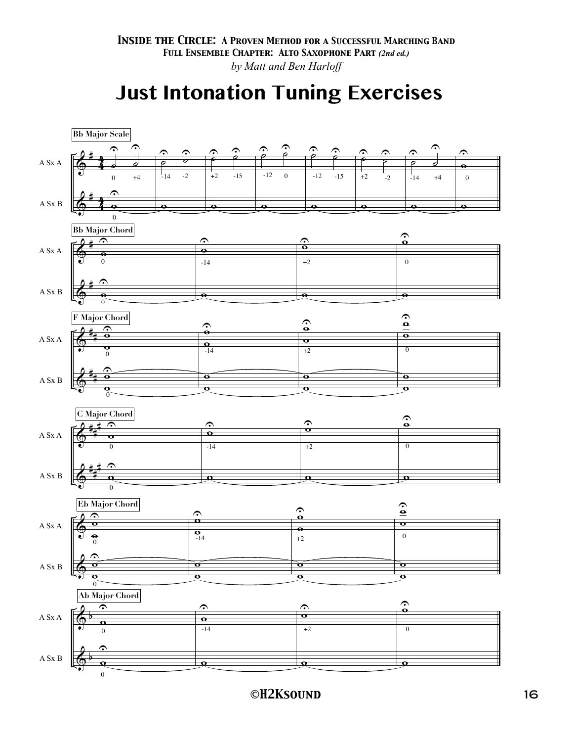# Just Intonation Tuning Exercises

**Bb Major Scale**

A Sx A: 0 +4 | -14 -2 | +2 -15 | -12 0 | -12 -15 | +2 -2 | -14 +4 | 0

A Sx B: 0

**Bb Major Chord**

A Sx A: 0 | -14 | +2 | 0

A Sx B: 0

**F Major Chord**

A Sx A: 0 | -14 | +2 | 0

A Sx B: 0

**C Major Chord**

A Sx A: 0 | -14 | +2 | 0

A Sx B: 0

**Eb Major Chord**

A Sx A: 0 | -14 | +2 | 0

A Sx B: 0

**Ab Major Chord**

A Sx A: 0 | -14 | +2 | 0

A Sx B: 0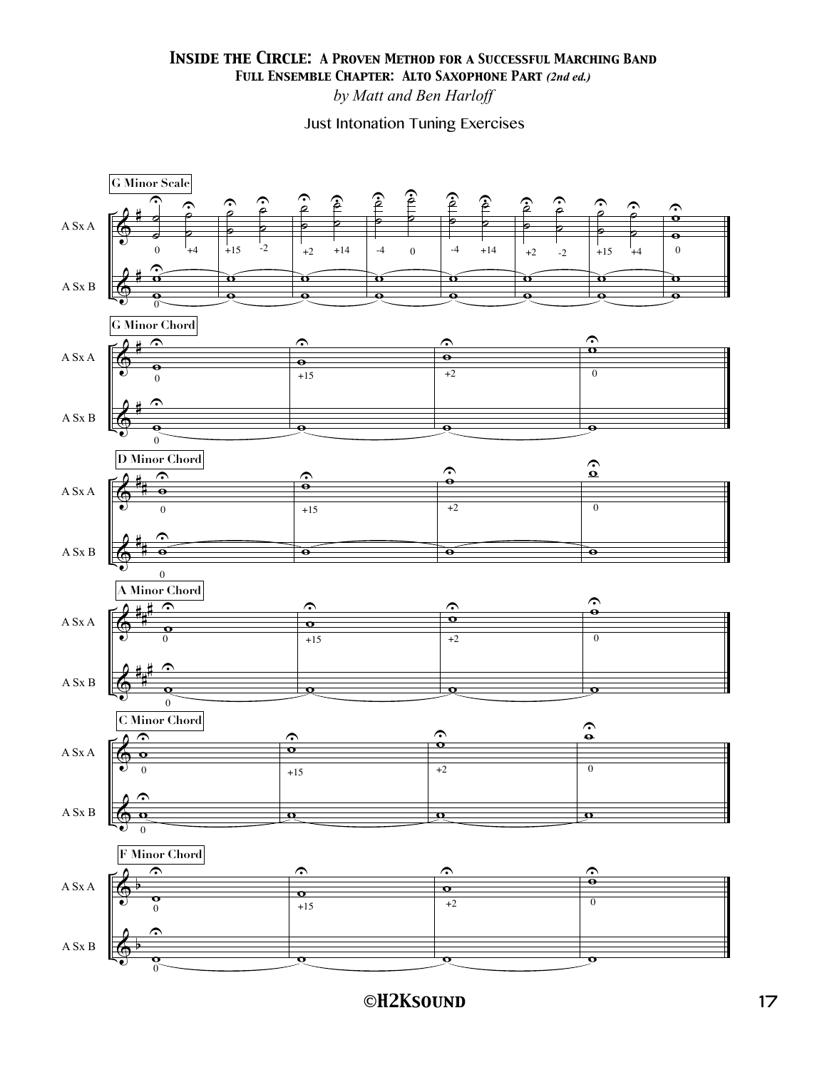# Inside the Circle: A Proven Method for a Successful Marching Band

## Full Ensemble Chapter: Alto Saxophone Part *(2nd ed.)*

*by Matt and Ben Harloff*

Just Intonation Tuning Exercises

**G Minor Scale**

A Sx A: 0 +4 +15 -2 +2 +14 -4 0 -4 +14 +2 -2 +15 +4 0

A Sx B: 0

**G Minor Chord**

A Sx A: 0 +15 +2 0

A Sx B: 0

**D Minor Chord**

A Sx A: 0 +15 +2 0

A Sx B: 0

**A Minor Chord**

A Sx A: 0 +15 +2 0

A Sx B: 0

**C Minor Chord**

A Sx A: 0 +15 +2 0

A Sx B: 0

**F Minor Chord**

A Sx A: 0 +15 +2 0

A Sx B: 0

©H2Ksound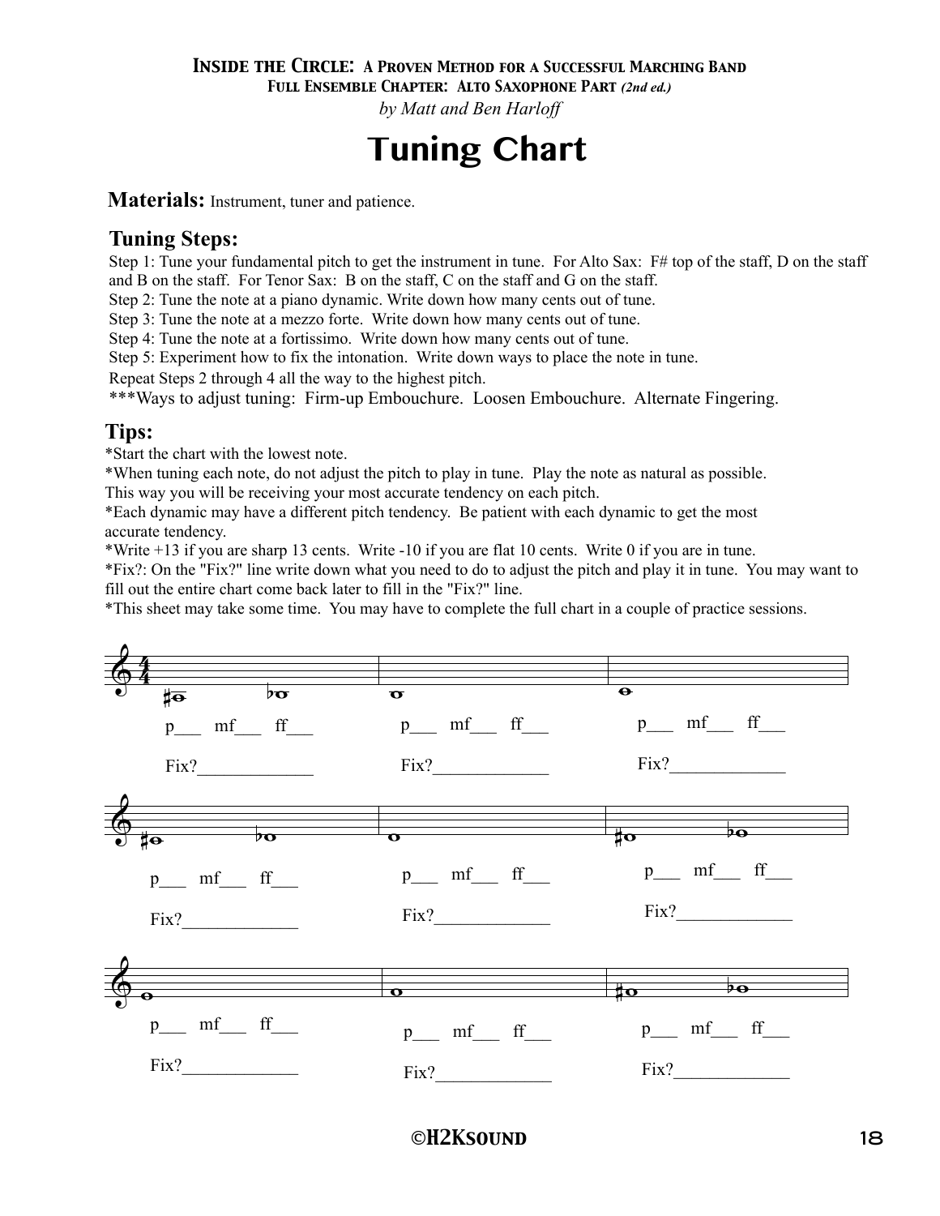**Inside the Circle: A Proven Method for a Successful Marching Band**
**Full Ensemble Chapter: Alto Saxophone Part** *(2nd ed.)*
*by Matt and Ben Harloff*

# Tuning Chart

**Materials:** Instrument, tuner and patience.

## Tuning Steps:

Step 1: Tune your fundamental pitch to get the instrument in tune. For Alto Sax: F# top of the staff, D on the staff and B on the staff. For Tenor Sax: B on the staff, C on the staff and G on the staff.
Step 2: Tune the note at a piano dynamic. Write down how many cents out of tune.
Step 3: Tune the note at a mezzo forte. Write down how many cents out of tune.
Step 4: Tune the note at a fortissimo. Write down how many cents out of tune.
Step 5: Experiment how to fix the intonation. Write down ways to place the note in tune.
Repeat Steps 2 through 4 all the way to the highest pitch.
***Ways to adjust tuning: Firm-up Embouchure. Loosen Embouchure. Alternate Fingering.

## Tips:

*Start the chart with the lowest note.
*When tuning each note, do not adjust the pitch to play in tune. Play the note as natural as possible. This way you will be receiving your most accurate tendency on each pitch.
*Each dynamic may have a different pitch tendency. Be patient with each dynamic to get the most accurate tendency.
*Write +13 if you are sharp 13 cents. Write -10 if you are flat 10 cents. Write 0 if you are in tune.
*Fix?: On the "Fix?" line write down what you need to do to adjust the pitch and play it in tune. You may want to fill out the entire chart come back later to fill in the "Fix?" line.
*This sheet may take some time. You may have to complete the full chart in a couple of practice sessions.

| Note | p | mf | ff | Fix? |
|---|---|---|---|---|
| A#/Bb (below staff) | ___ | ___ | ___ | _____________ |
| B (below staff) | ___ | ___ | ___ | _____________ |
| C (below staff) | ___ | ___ | ___ | _____________ |
| C#/Db | ___ | ___ | ___ | _____________ |
| D | ___ | ___ | ___ | _____________ |
| D#/Eb | ___ | ___ | ___ | _____________ |
| E | ___ | ___ | ___ | _____________ |
| F | ___ | ___ | ___ | _____________ |
| F#/Gb | ___ | ___ | ___ | _____________ |

©H2Ksound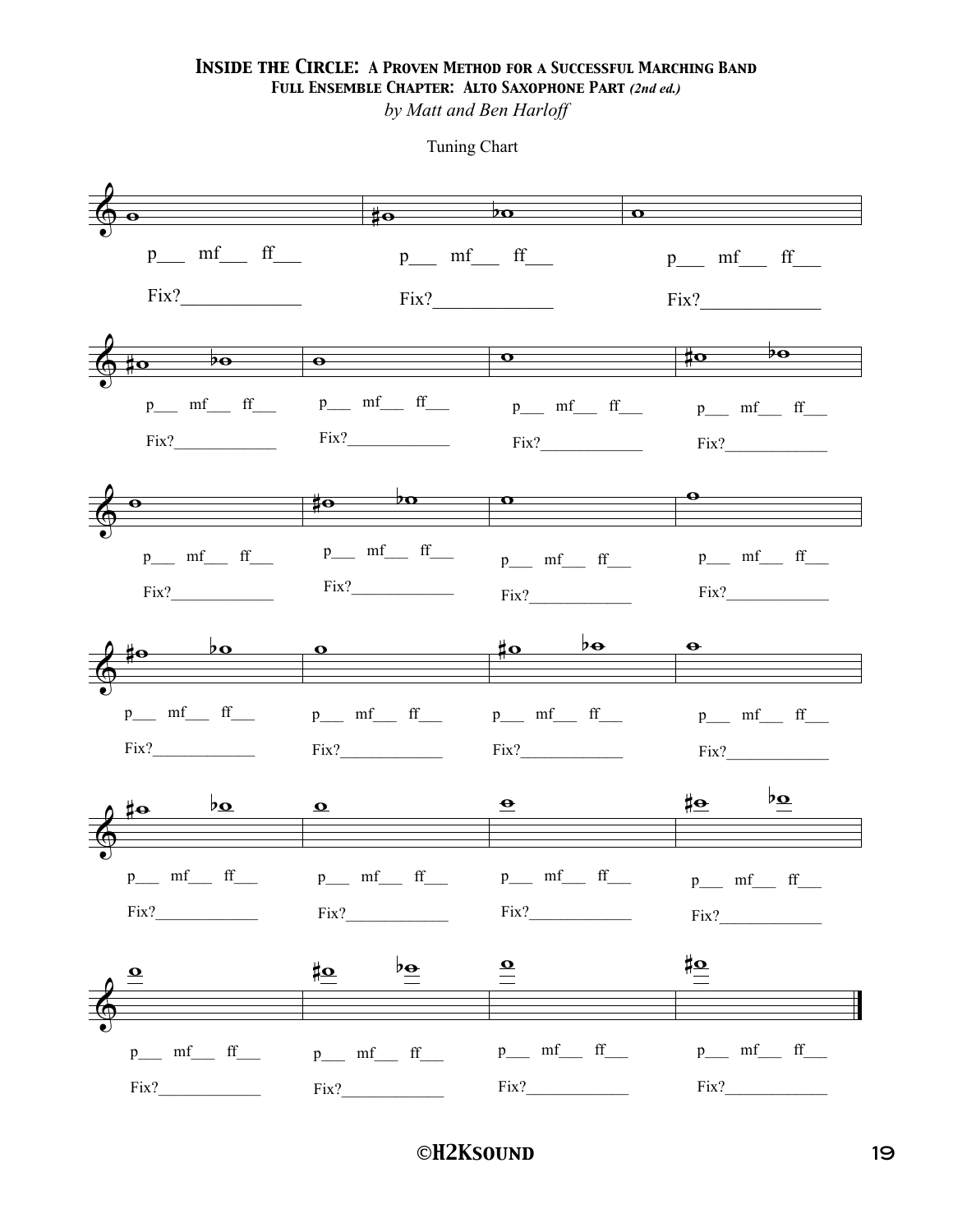# Inside the Circle: A Proven Method for a Successful Marching Band

## Full Ensemble Chapter: Alto Saxophone Part *(2nd ed.)*

*by Matt and Ben Harloff*

Tuning Chart

p___ mf___ ff___

Fix?____________

p___ mf___ ff___

Fix?____________

p___ mf___ ff___

Fix?____________

p___ mf___ ff___

Fix?____________

p___ mf___ ff___

Fix?____________

p___ mf___ ff___

Fix?____________

p___ mf___ ff___

Fix?____________

p___ mf___ ff___

Fix?____________

p___ mf___ ff___

Fix?____________

p___ mf___ ff___

Fix?____________

p___ mf___ ff___

Fix?____________

p___ mf___ ff___

Fix?____________

p___ mf___ ff___

Fix?____________

p___ mf___ ff___

Fix?____________

p___ mf___ ff___

Fix?____________

p___ mf___ ff___

Fix?____________

p___ mf___ ff___

Fix?____________

p___ mf___ ff___

Fix?____________

p___ mf___ ff___

Fix?____________

p___ mf___ ff___

Fix?____________

p___ mf___ ff___

Fix?____________

p___ mf___ ff___

Fix?____________

p___ mf___ ff___

Fix?____________

©H2Ksound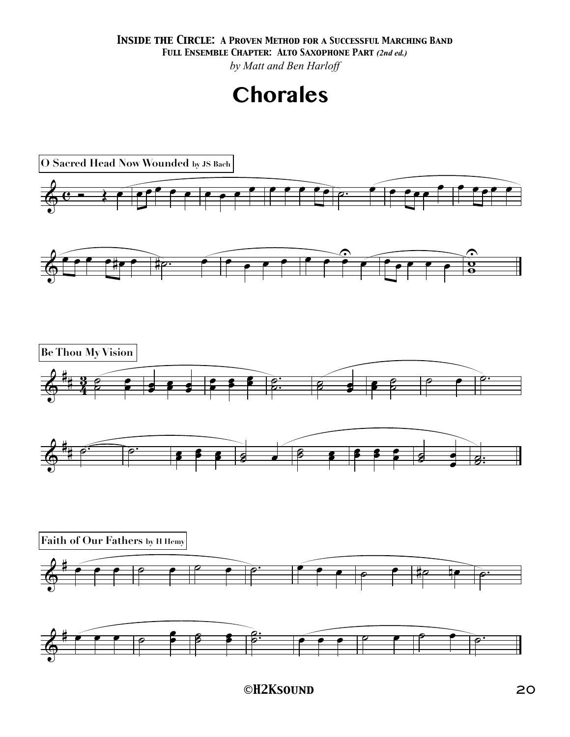# Chorales

**O Sacred Head Now Wounded** by JS Bach

**Be Thou My Vision**

**Faith of Our Fathers** by H Hemy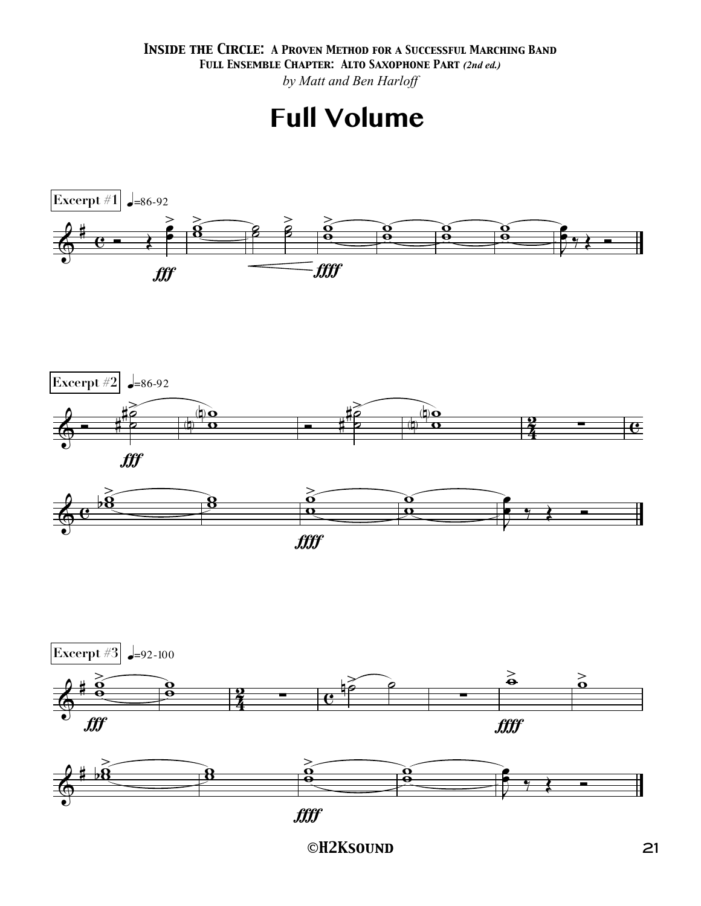**Inside the Circle: A Proven Method for a Successful Marching Band**
**Full Ensemble Chapter: Alto Saxophone Part** *(2nd ed.)*
*by Matt and Ben Harloff*

# Full Volume

Excerpt #1 ♩=86-92

*fff* *ffff*

Excerpt #2 ♩=86-92

*fff* *ffff*

Excerpt #3 ♩=92-100

*fff* *ffff* *ffff*

©H2Ksound